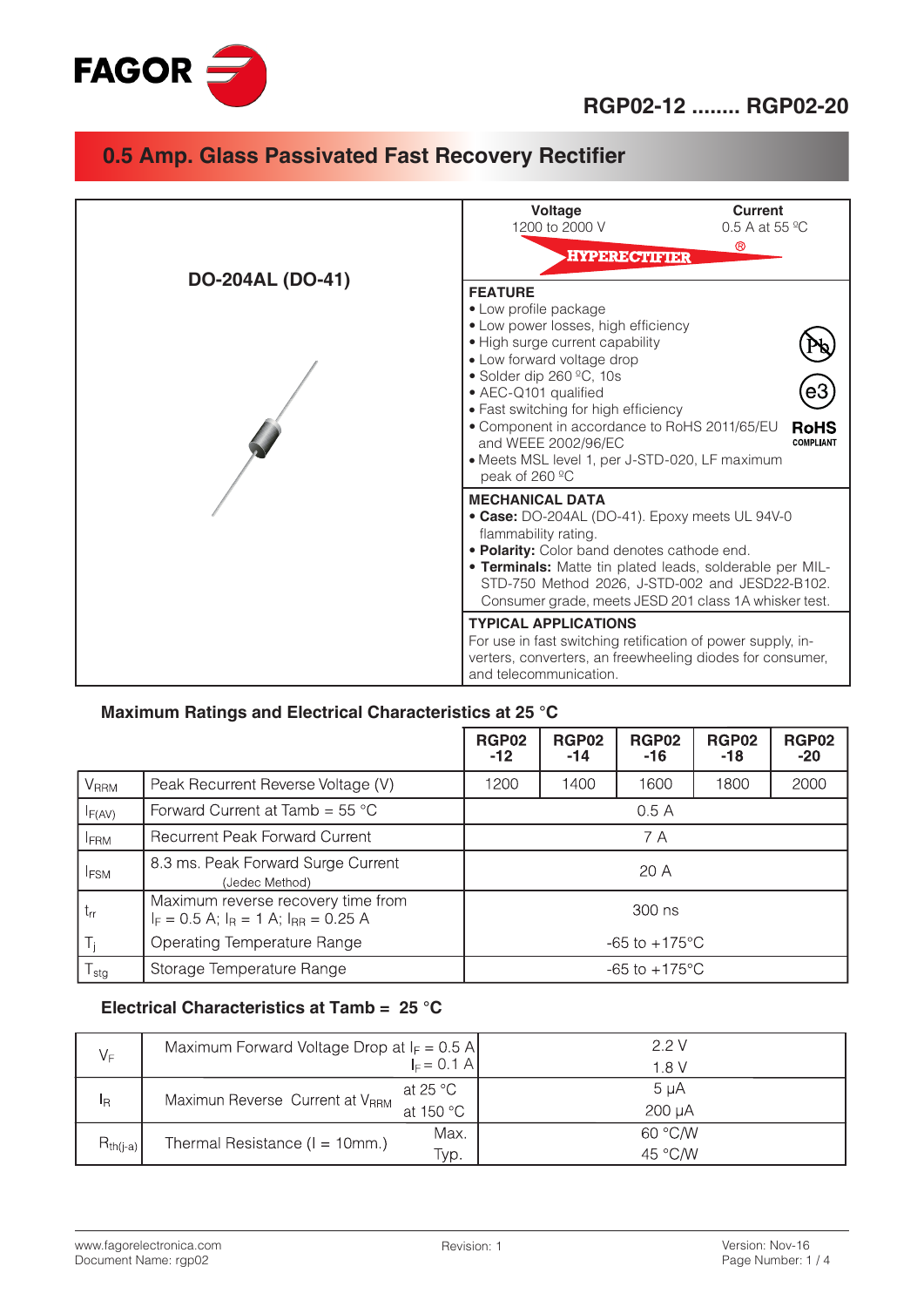FAGOR

# RGP02-12 ........ RGP02-20

## 0.5 Amp. Glass Passivated Fast Recovery Rectifier

**DO-204AL (DO-41)**

**Voltage**
1200 to 2000 V

**Current**
0.5 A at 55 ºC

HYPERECTIFIER®

### FEATURE

- Low profile package
- Low power losses, high efficiency
- High surge current capability
- Low forward voltage drop
- Solder dip 260 ºC, 10s
- AEC-Q101 qualified
- Fast switching for high efficiency
- Component in accordance to RoHS 2011/65/EU and WEEE 2002/96/EC
- Meets MSL level 1, per J-STD-020, LF maximum peak of 260 ºC

RoHS COMPLIANT

### MECHANICAL DATA

- **Case:** DO-204AL (DO-41). Epoxy meets UL 94V-0 flammability rating.
- **Polarity:** Color band denotes cathode end.
- **Terminals:** Matte tin plated leads, solderable per MIL-STD-750 Method 2026, J-STD-002 and JESD22-B102. Consumer grade, meets JESD 201 class 1A whisker test.

### TYPICAL APPLICATIONS

For use in fast switching retification of power supply, inverters, converters, an freewheeling diodes for consumer, and telecommunication.

### Maximum Ratings and Electrical Characteristics at 25 °C

| | | RGP02 -12 | RGP02 -14 | RGP02 -16 | RGP02 -18 | RGP02 -20 |
|---|---|---|---|---|---|---|
| $V_{RRM}$ | Peak Recurrent Reverse Voltage (V) | 1200 | 1400 | 1600 | 1800 | 2000 |
| $I_{F(AV)}$ | Forward Current at Tamb = 55 °C | 0.5 A | | | | |
| $I_{FRM}$ | Recurrent Peak Forward Current | 7 A | | | | |
| $I_{FSM}$ | 8.3 ms. Peak Forward Surge Current (Jedec Method) | 20 A | | | | |
| $t_{rr}$ | Maximum reverse recovery time from $I_F$ = 0.5 A; $I_R$ = 1 A; $I_{RR}$ = 0.25 A | 300 ns | | | | |
| $T_j$ | Operating Temperature Range | -65 to +175°C | | | | |
| $T_{stg}$ | Storage Temperature Range | -65 to +175°C | | | | |

### Electrical Characteristics at Tamb = 25 °C

| | | | |
|---|---|---|---|
| $V_F$ | Maximum Forward Voltage Drop at | $I_F$ = 0.5 A | 2.2 V |
| | | $I_F$ = 0.1 A | 1.8 V |
| $I_R$ | Maximun Reverse Current at $V_{RRM}$ | at 25 °C | 5 μA |
| | | at 150 °C | 200 μA |
| $R_{th(j-a)}$ | Thermal Resistance (l = 10mm.) | Max. | 60 °C/W |
| | | Typ. | 45 °C/W |

www.fagorelectronica.com
Document Name: rgp02

Revision: 1

Version: Nov-16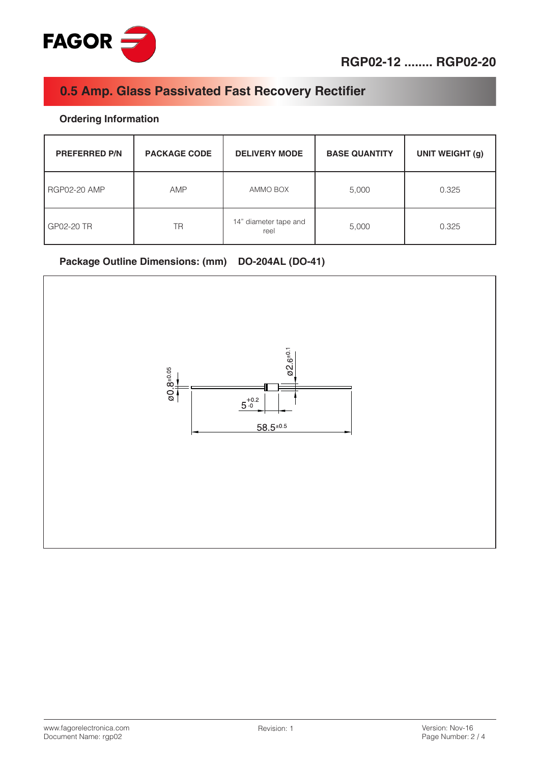## 0.5 Amp. Glass Passivated Fast Recovery Rectifier

### Ordering Information

| PREFERRED P/N | PACKAGE CODE | DELIVERY MODE | BASE QUANTITY | UNIT WEIGHT (g) |
|---|---|---|---|---|
| RGP02-20 AMP | AMP | AMMO BOX | 5,000 | 0.325 |
| GP02-20 TR | TR | 14" diameter tape and reel | 5,000 | 0.325 |

### Package Outline Dimensions: (mm) DO-204AL (DO-41)

ø0.8$^{\pm0.05}$

ø2.6$^{\pm0.1}$

$5^{+0.2}_{-0}$

58.5$^{\pm0.5}$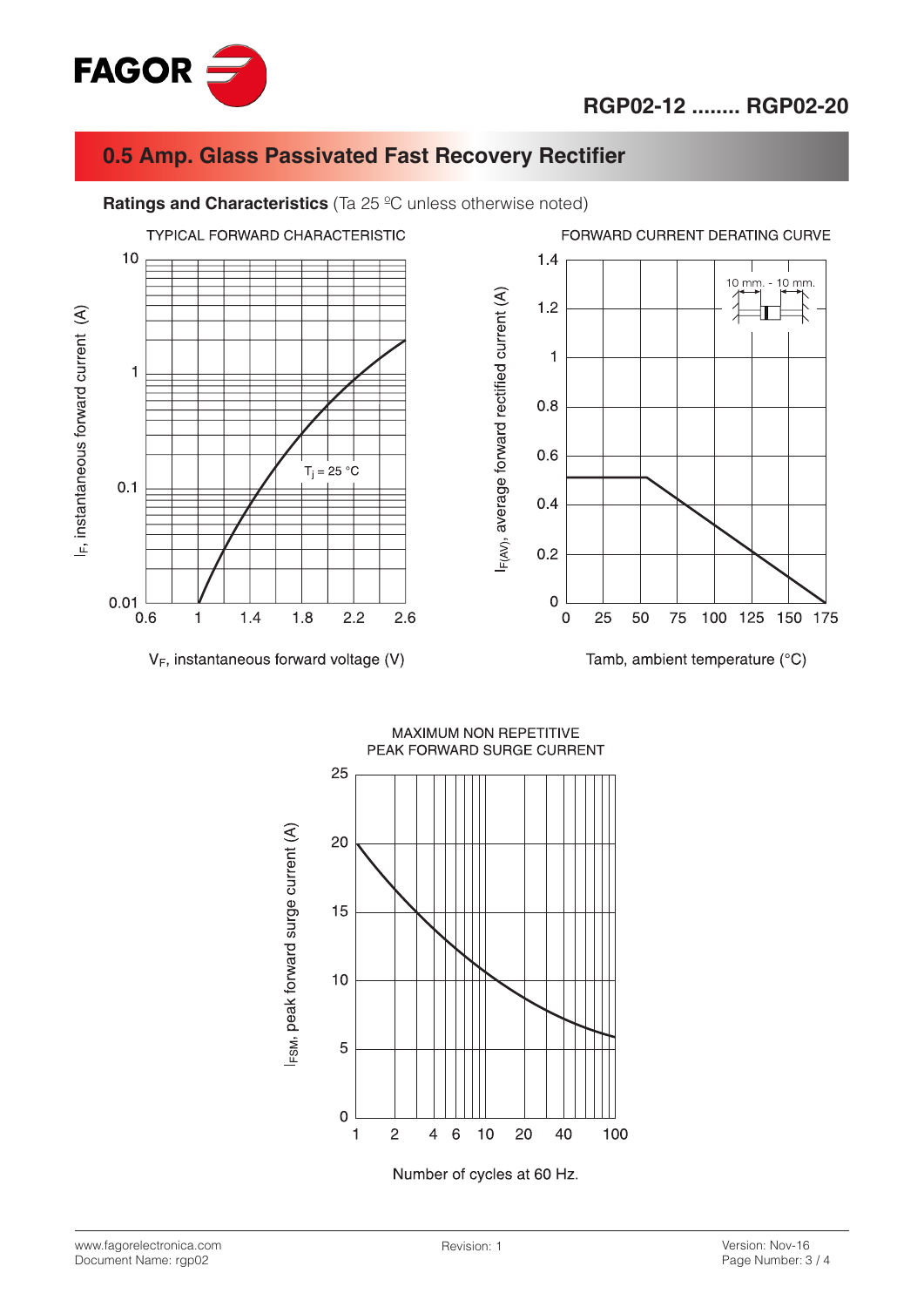## 0.5 Amp. Glass Passivated Fast Recovery Rectifier

**Ratings and Characteristics** (Ta 25 ºC unless otherwise noted)

TYPICAL FORWARD CHARACTERISTIC

$I_F$, instantaneous forward current (A)

$T_j$ = 25 °C

$V_F$, instantaneous forward voltage (V)

FORWARD CURRENT DERATING CURVE

$I_{F(AV)}$, average forward rectified current (A)

10 mm. - 10 mm.

Tamb, ambient temperature (°C)

MAXIMUM NON REPETITIVE PEAK FORWARD SURGE CURRENT

$I_{FSM}$, peak forward surge current (A)

Number of cycles at 60 Hz.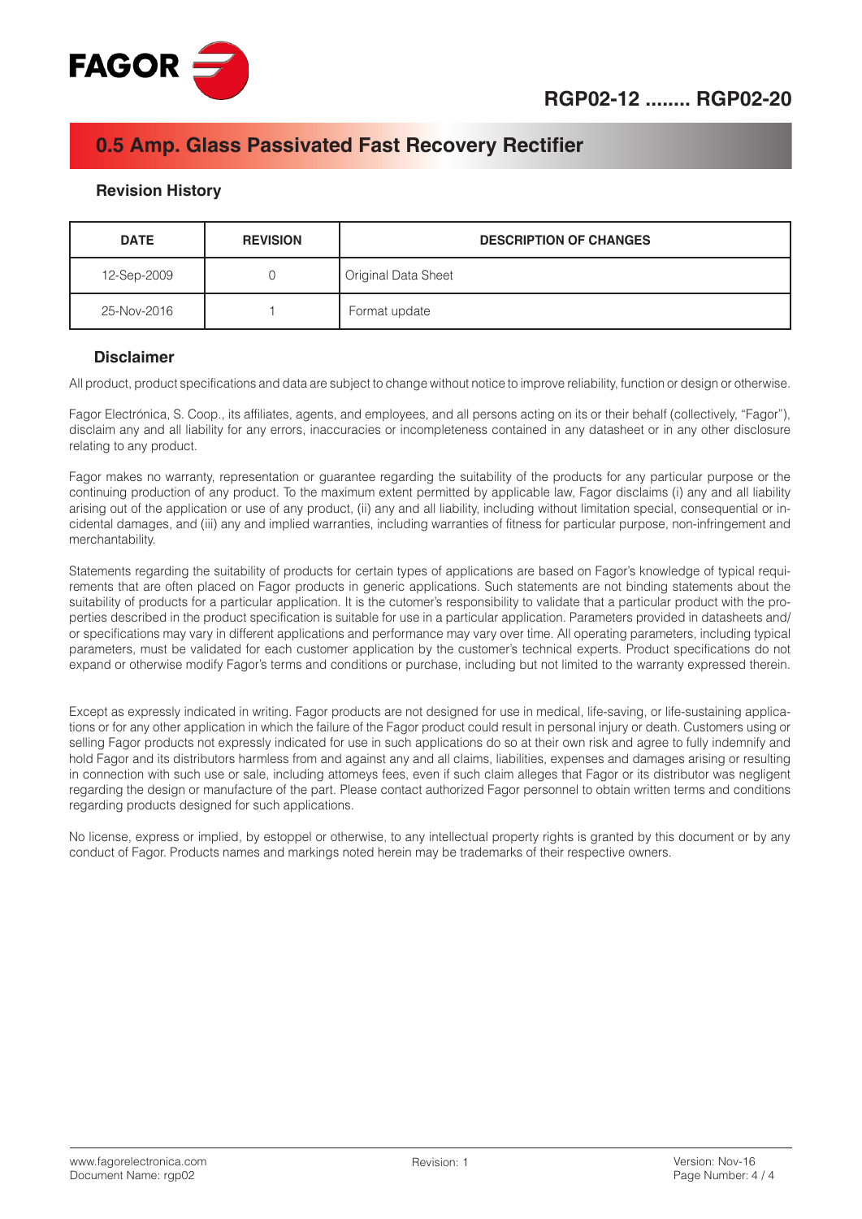# RGP02-12 ........ RGP02-20

## 0.5 Amp. Glass Passivated Fast Recovery Rectifier

### Revision History

| DATE | REVISION | DESCRIPTION OF CHANGES |
|---|---|---|
| 12-Sep-2009 | 0 | Original Data Sheet |
| 25-Nov-2016 | 1 | Format update |

### Disclaimer

All product, product specifications and data are subject to change without notice to improve reliability, function or design or otherwise.

Fagor Electrónica, S. Coop., its affiliates, agents, and employees, and all persons acting on its or their behalf (collectively, “Fagor”), disclaim any and all liability for any errors, inaccuracies or incompleteness contained in any datasheet or in any other disclosure relating to any product.

Fagor makes no warranty, representation or guarantee regarding the suitability of the products for any particular purpose or the continuing production of any product. To the maximum extent permitted by applicable law, Fagor disclaims (i) any and all liability arising out of the application or use of any product, (ii) any and all liability, including without limitation special, consequential or incidental damages, and (iii) any and implied warranties, including warranties of fitness for particular purpose, non-infringement and merchantability.

Statements regarding the suitability of products for certain types of applications are based on Fagor's knowledge of typical requirements that are often placed on Fagor products in generic applications. Such statements are not binding statements about the suitability of products for a particular application. It is the cutomer's responsibility to validate that a particular product with the properties described in the product specification is suitable for use in a particular application. Parameters provided in datasheets and/ or specifications may vary in different applications and performance may vary over time. All operating parameters, including typical parameters, must be validated for each customer application by the customer's technical experts. Product specifications do not expand or otherwise modify Fagor's terms and conditions or purchase, including but not limited to the warranty expressed therein.

Except as expressly indicated in writing. Fagor products are not designed for use in medical, life-saving, or life-sustaining applications or for any other application in which the failure of the Fagor product could result in personal injury or death. Customers using or selling Fagor products not expressly indicated for use in such applications do so at their own risk and agree to fully indemnify and hold Fagor and its distributors harmless from and against any and all claims, liabilities, expenses and damages arising or resulting in connection with such use or sale, including attomeys fees, even if such claim alleges that Fagor or its distributor was negligent regarding the design or manufacture of the part. Please contact authorized Fagor personnel to obtain written terms and conditions regarding products designed for such applications.

No license, express or implied, by estoppel or otherwise, to any intellectual property rights is granted by this document or by any conduct of Fagor. Products names and markings noted herein may be trademarks of their respective owners.